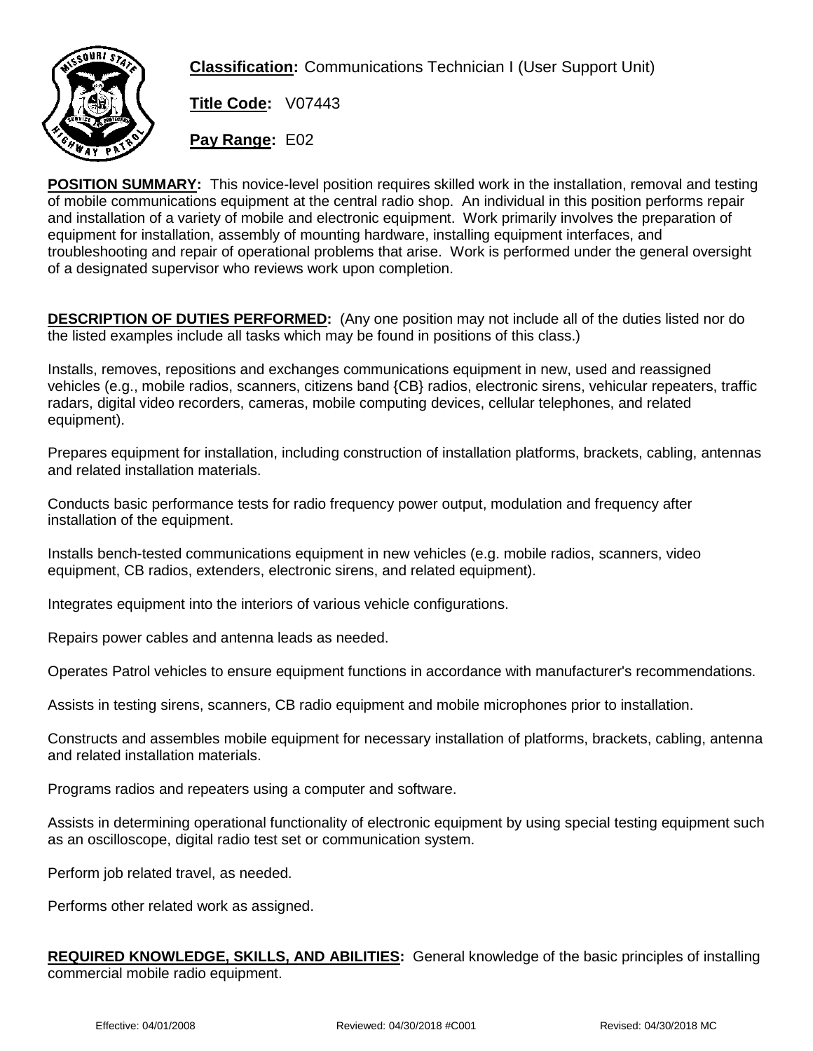**Classification:** Communications Technician I (User Support Unit)

**Title Code:** V07443

**Pay Range:** E02

**POSITION SUMMARY:** This novice-level position requires skilled work in the installation, removal and testing of mobile communications equipment at the central radio shop. An individual in this position performs repair and installation of a variety of mobile and electronic equipment. Work primarily involves the preparation of equipment for installation, assembly of mounting hardware, installing equipment interfaces, and troubleshooting and repair of operational problems that arise. Work is performed under the general oversight of a designated supervisor who reviews work upon completion.

**DESCRIPTION OF DUTIES PERFORMED:** (Any one position may not include all of the duties listed nor do the listed examples include all tasks which may be found in positions of this class.)

Installs, removes, repositions and exchanges communications equipment in new, used and reassigned vehicles (e.g., mobile radios, scanners, citizens band {CB} radios, electronic sirens, vehicular repeaters, traffic radars, digital video recorders, cameras, mobile computing devices, cellular telephones, and related equipment).

Prepares equipment for installation, including construction of installation platforms, brackets, cabling, antennas and related installation materials.

Conducts basic performance tests for radio frequency power output, modulation and frequency after installation of the equipment.

Installs bench-tested communications equipment in new vehicles (e.g. mobile radios, scanners, video equipment, CB radios, extenders, electronic sirens, and related equipment).

Integrates equipment into the interiors of various vehicle configurations.

Repairs power cables and antenna leads as needed.

Operates Patrol vehicles to ensure equipment functions in accordance with manufacturer's recommendations.

Assists in testing sirens, scanners, CB radio equipment and mobile microphones prior to installation.

Constructs and assembles mobile equipment for necessary installation of platforms, brackets, cabling, antenna and related installation materials.

Programs radios and repeaters using a computer and software.

Assists in determining operational functionality of electronic equipment by using special testing equipment such as an oscilloscope, digital radio test set or communication system.

Perform job related travel, as needed.

Performs other related work as assigned.

**REQUIRED KNOWLEDGE, SKILLS, AND ABILITIES:** General knowledge of the basic principles of installing commercial mobile radio equipment.

Effective: 04/01/2008 Reviewed: 04/30/2018 #C001 Revised: 04/30/2018 MC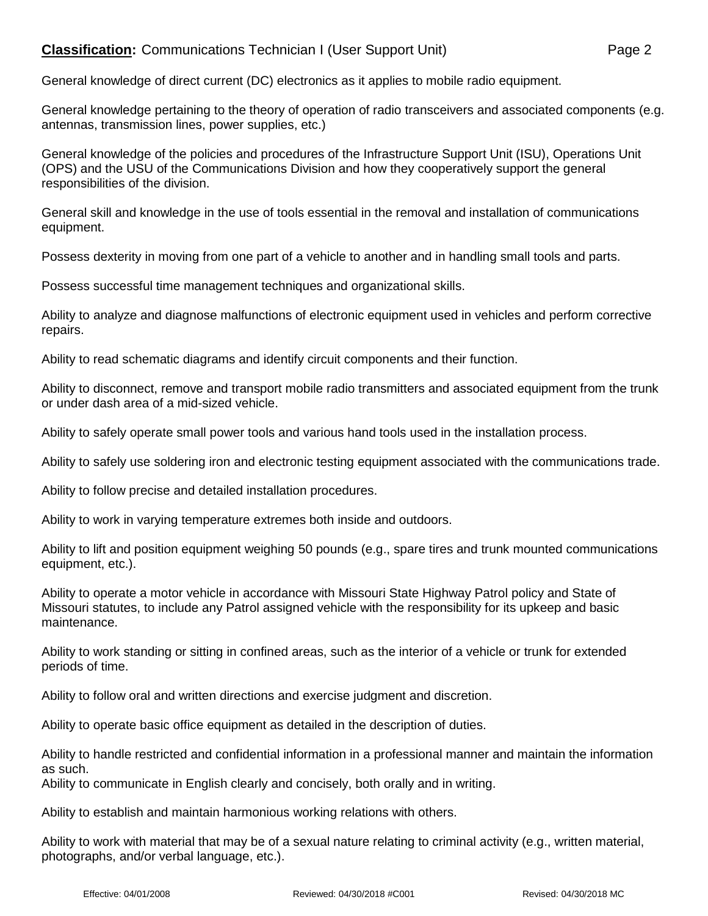General knowledge of direct current (DC) electronics as it applies to mobile radio equipment.

General knowledge pertaining to the theory of operation of radio transceivers and associated components (e.g. antennas, transmission lines, power supplies, etc.)

General knowledge of the policies and procedures of the Infrastructure Support Unit (ISU), Operations Unit (OPS) and the USU of the Communications Division and how they cooperatively support the general responsibilities of the division.

General skill and knowledge in the use of tools essential in the removal and installation of communications equipment.

Possess dexterity in moving from one part of a vehicle to another and in handling small tools and parts.

Possess successful time management techniques and organizational skills.

Ability to analyze and diagnose malfunctions of electronic equipment used in vehicles and perform corrective repairs.

Ability to read schematic diagrams and identify circuit components and their function.

Ability to disconnect, remove and transport mobile radio transmitters and associated equipment from the trunk or under dash area of a mid-sized vehicle.

Ability to safely operate small power tools and various hand tools used in the installation process.

Ability to safely use soldering iron and electronic testing equipment associated with the communications trade.

Ability to follow precise and detailed installation procedures.

Ability to work in varying temperature extremes both inside and outdoors.

Ability to lift and position equipment weighing 50 pounds (e.g., spare tires and trunk mounted communications equipment, etc.).

Ability to operate a motor vehicle in accordance with Missouri State Highway Patrol policy and State of Missouri statutes, to include any Patrol assigned vehicle with the responsibility for its upkeep and basic maintenance.

Ability to work standing or sitting in confined areas, such as the interior of a vehicle or trunk for extended periods of time.

Ability to follow oral and written directions and exercise judgment and discretion.

Ability to operate basic office equipment as detailed in the description of duties.

Ability to handle restricted and confidential information in a professional manner and maintain the information as such.

Ability to communicate in English clearly and concisely, both orally and in writing.

Ability to establish and maintain harmonious working relations with others.

Ability to work with material that may be of a sexual nature relating to criminal activity (e.g., written material, photographs, and/or verbal language, etc.).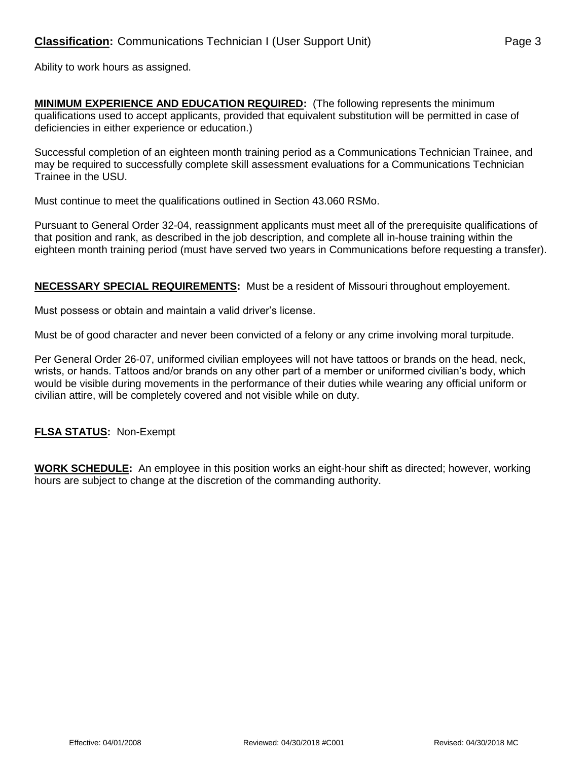Ability to work hours as assigned.

**MINIMUM EXPERIENCE AND EDUCATION REQUIRED:** (The following represents the minimum qualifications used to accept applicants, provided that equivalent substitution will be permitted in case of deficiencies in either experience or education.)

Successful completion of an eighteen month training period as a Communications Technician Trainee, and may be required to successfully complete skill assessment evaluations for a Communications Technician Trainee in the USU.

Must continue to meet the qualifications outlined in Section 43.060 RSMo.

Pursuant to General Order 32-04, reassignment applicants must meet all of the prerequisite qualifications of that position and rank, as described in the job description, and complete all in-house training within the eighteen month training period (must have served two years in Communications before requesting a transfer).

**NECESSARY SPECIAL REQUIREMENTS:** Must be a resident of Missouri throughout employement.

Must possess or obtain and maintain a valid driver's license.

Must be of good character and never been convicted of a felony or any crime involving moral turpitude.

Per General Order 26-07, uniformed civilian employees will not have tattoos or brands on the head, neck, wrists, or hands. Tattoos and/or brands on any other part of a member or uniformed civilian's body, which would be visible during movements in the performance of their duties while wearing any official uniform or civilian attire, will be completely covered and not visible while on duty.

**FLSA STATUS:** Non-Exempt

**WORK SCHEDULE:** An employee in this position works an eight-hour shift as directed; however, working hours are subject to change at the discretion of the commanding authority.

Effective: 04/01/2008 Reviewed: 04/30/2018 #C001 Revised: 04/30/2018 MC